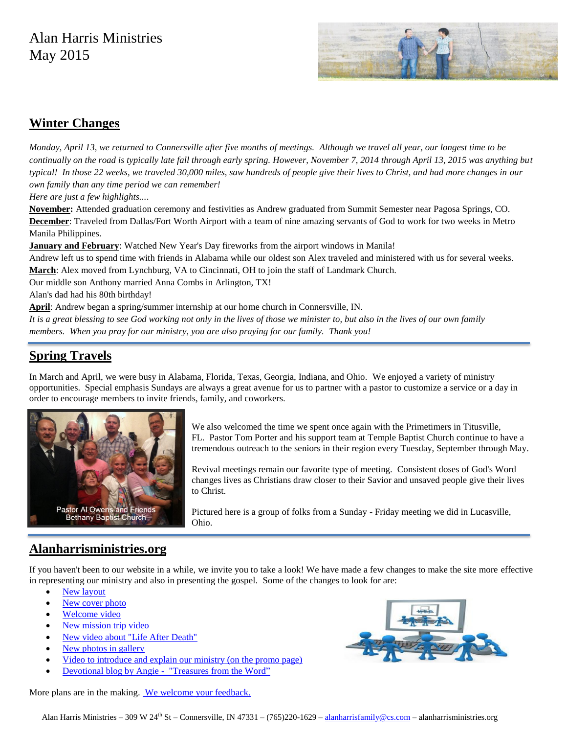# Alan Harris Ministries
May 2015

## Winter Changes

*Monday, April 13, we returned to Connersville after five months of meetings. Although we travel all year, our longest time to be continually on the road is typically late fall through early spring. However, November 7, 2014 through April 13, 2015 was anything but typical! In those 22 weeks, we traveled 30,000 miles, saw hundreds of people give their lives to Christ, and had more changes in our own family than any time period we can remember!*

*Here are just a few highlights....*

**November:** Attended graduation ceremony and festivities as Andrew graduated from Summit Semester near Pagosa Springs, CO.

**December**: Traveled from Dallas/Fort Worth Airport with a team of nine amazing servants of God to work for two weeks in Metro Manila Philippines.

**January and February**: Watched New Year's Day fireworks from the airport windows in Manila!

Andrew left us to spend time with friends in Alabama while our oldest son Alex traveled and ministered with us for several weeks.

**March**: Alex moved from Lynchburg, VA to Cincinnati, OH to join the staff of Landmark Church.

Our middle son Anthony married Anna Combs in Arlington, TX!

Alan's dad had his 80th birthday!

**April**: Andrew began a spring/summer internship at our home church in Connersville, IN.

*It is a great blessing to see God working not only in the lives of those we minister to, but also in the lives of our own family members. When you pray for our ministry, you are also praying for our family. Thank you!*

## Spring Travels

In March and April, we were busy in Alabama, Florida, Texas, Georgia, Indiana, and Ohio. We enjoyed a variety of ministry opportunities. Special emphasis Sundays are always a great avenue for us to partner with a pastor to customize a service or a day in order to encourage members to invite friends, family, and coworkers.

Pastor Al Owens and Friends
Bethany Baptist Church

We also welcomed the time we spent once again with the Primetimers in Titusville, FL. Pastor Tom Porter and his support team at Temple Baptist Church continue to have a tremendous outreach to the seniors in their region every Tuesday, September through May.

Revival meetings remain our favorite type of meeting. Consistent doses of God's Word changes lives as Christians draw closer to their Savior and unsaved people give their lives to Christ.

Pictured here is a group of folks from a Sunday - Friday meeting we did in Lucasville, Ohio.

## Alanharrisministries.org

If you haven't been to our website in a while, we invite you to take a look! We have made a few changes to make the site more effective in representing our ministry and also in presenting the gospel. Some of the changes to look for are:

- New layout
- New cover photo
- Welcome video
- New mission trip video
- New video about "Life After Death"
- New photos in gallery
- Video to introduce and explain our ministry (on the promo page)
- Devotional blog by Angie - "Treasures from the Word"

More plans are in the making. We welcome your feedback.

Alan Harris Ministries – 309 W 24th St – Connersville, IN 47331 – (765)220-1629 – alanharrisfamily@cs.com – alanharrisministries.org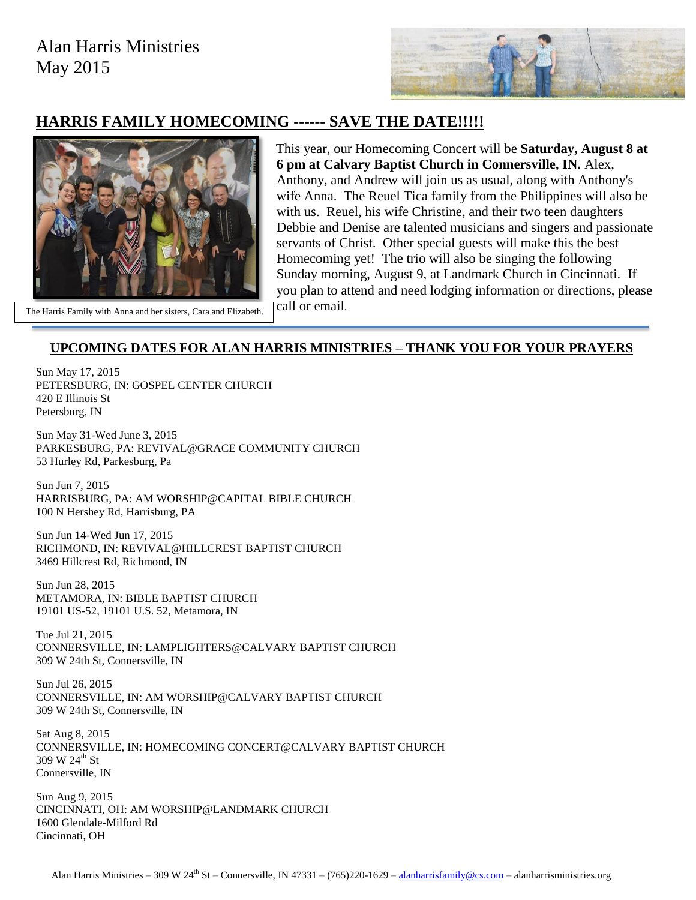Alan Harris Ministries
May 2015

## HARRIS FAMILY HOMECOMING ------ SAVE THE DATE!!!!!

The Harris Family with Anna and her sisters, Cara and Elizabeth.

This year, our Homecoming Concert will be **Saturday, August 8 at 6 pm at Calvary Baptist Church in Connersville, IN.** Alex, Anthony, and Andrew will join us as usual, along with Anthony's wife Anna. The Reuel Tica family from the Philippines will also be with us. Reuel, his wife Christine, and their two teen daughters Debbie and Denise are talented musicians and singers and passionate servants of Christ. Other special guests will make this the best Homecoming yet! The trio will also be singing the following Sunday morning, August 9, at Landmark Church in Cincinnati. If you plan to attend and need lodging information or directions, please call or email.

## UPCOMING DATES FOR ALAN HARRIS MINISTRIES – THANK YOU FOR YOUR PRAYERS

Sun May 17, 2015
PETERSBURG, IN: GOSPEL CENTER CHURCH
420 E Illinois St
Petersburg, IN

Sun May 31-Wed June 3, 2015
PARKESBURG, PA: REVIVAL@GRACE COMMUNITY CHURCH
53 Hurley Rd, Parkesburg, Pa

Sun Jun 7, 2015
HARRISBURG, PA: AM WORSHIP@CAPITAL BIBLE CHURCH
100 N Hershey Rd, Harrisburg, PA

Sun Jun 14-Wed Jun 17, 2015
RICHMOND, IN: REVIVAL@HILLCREST BAPTIST CHURCH
3469 Hillcrest Rd, Richmond, IN

Sun Jun 28, 2015
METAMORA, IN: BIBLE BAPTIST CHURCH
19101 US-52, 19101 U.S. 52, Metamora, IN

Tue Jul 21, 2015
CONNERSVILLE, IN: LAMPLIGHTERS@CALVARY BAPTIST CHURCH
309 W 24th St, Connersville, IN

Sun Jul 26, 2015
CONNERSVILLE, IN: AM WORSHIP@CALVARY BAPTIST CHURCH
309 W 24th St, Connersville, IN

Sat Aug 8, 2015
CONNERSVILLE, IN: HOMECOMING CONCERT@CALVARY BAPTIST CHURCH
309 W 24th St
Connersville, IN

Sun Aug 9, 2015
CINCINNATI, OH: AM WORSHIP@LANDMARK CHURCH
1600 Glendale-Milford Rd
Cincinnati, OH

Alan Harris Ministries – 309 W 24th St – Connersville, IN 47331 – (765)220-1629 – alanharrisfamily@cs.com – alanharrisministries.org